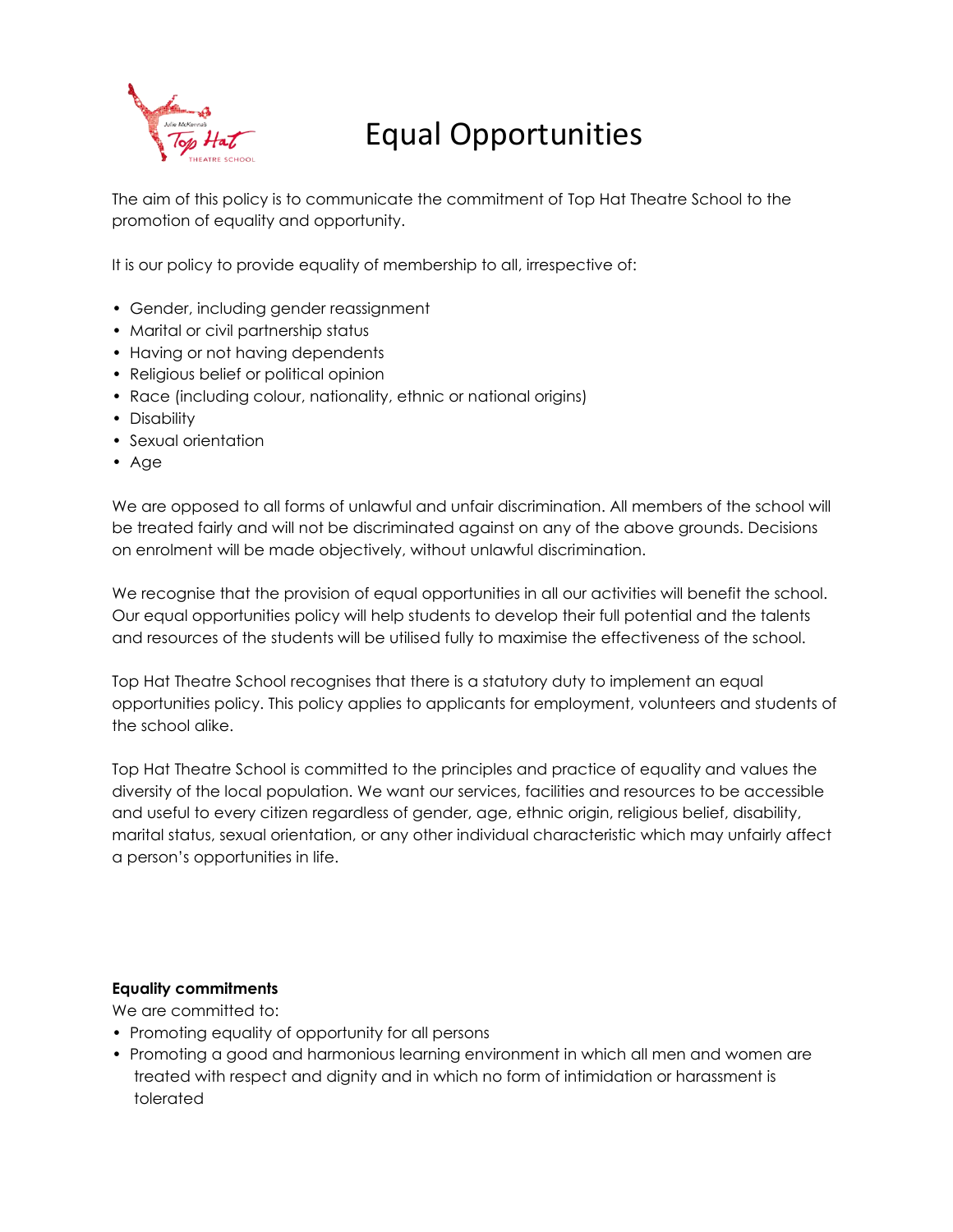# Equal Opportunities

The aim of this policy is to communicate the commitment of Top Hat Theatre School to the promotion of equality and opportunity.

It is our policy to provide equality of membership to all, irrespective of:

- Gender, including gender reassignment
- Marital or civil partnership status
- Having or not having dependents
- Religious belief or political opinion
- Race (including colour, nationality, ethnic or national origins)
- Disability
- Sexual orientation
- Age

We are opposed to all forms of unlawful and unfair discrimination. All members of the school will be treated fairly and will not be discriminated against on any of the above grounds. Decisions on enrolment will be made objectively, without unlawful discrimination.

We recognise that the provision of equal opportunities in all our activities will benefit the school. Our equal opportunities policy will help students to develop their full potential and the talents and resources of the students will be utilised fully to maximise the effectiveness of the school.

Top Hat Theatre School recognises that there is a statutory duty to implement an equal opportunities policy. This policy applies to applicants for employment, volunteers and students of the school alike.

Top Hat Theatre School is committed to the principles and practice of equality and values the diversity of the local population. We want our services, facilities and resources to be accessible and useful to every citizen regardless of gender, age, ethnic origin, religious belief, disability, marital status, sexual orientation, or any other individual characteristic which may unfairly affect a person's opportunities in life.

**Equality commitments**

We are committed to:

- Promoting equality of opportunity for all persons
- Promoting a good and harmonious learning environment in which all men and women are treated with respect and dignity and in which no form of intimidation or harassment is tolerated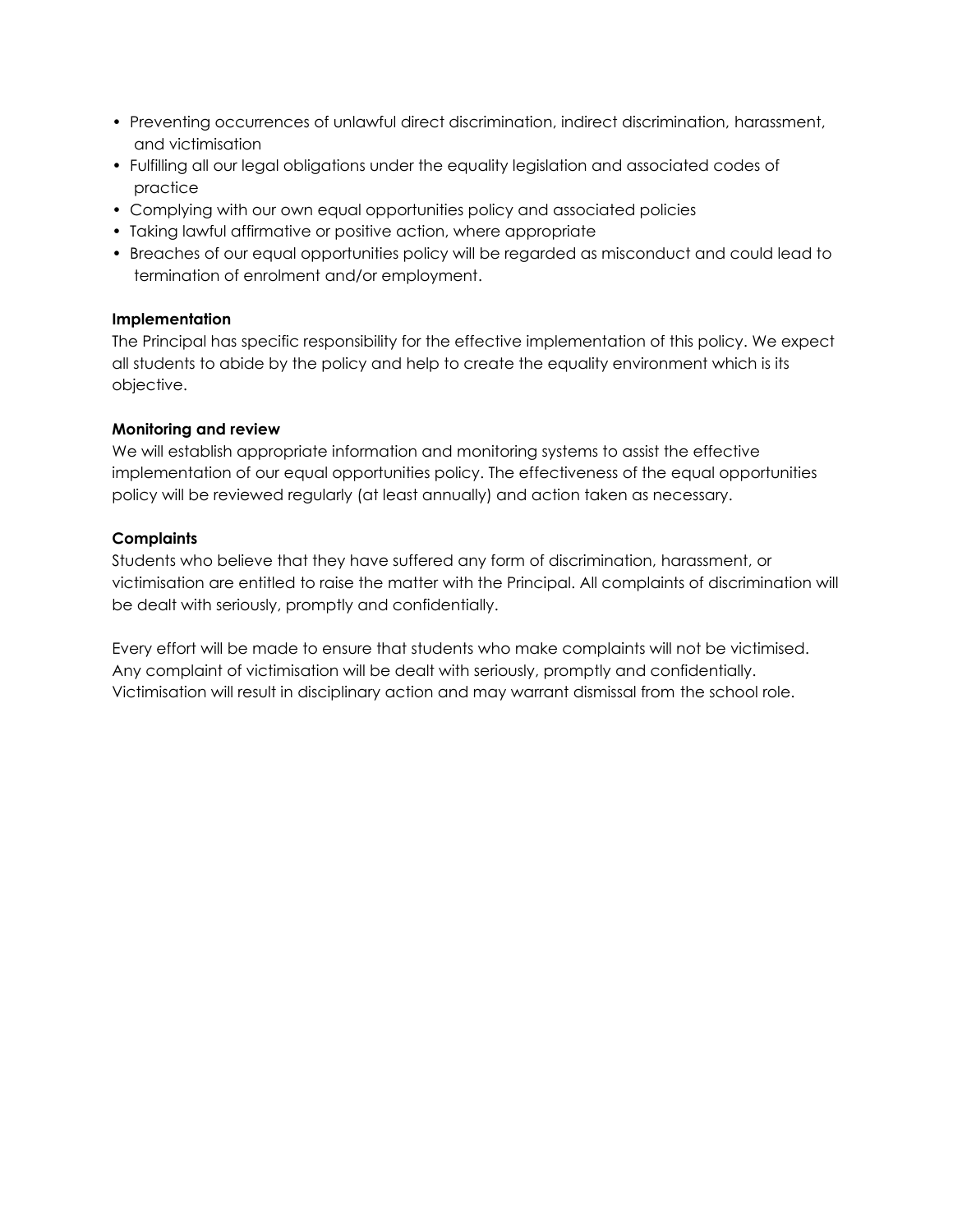- Preventing occurrences of unlawful direct discrimination, indirect discrimination, harassment, and victimisation
- Fulfilling all our legal obligations under the equality legislation and associated codes of practice
- Complying with our own equal opportunities policy and associated policies
- Taking lawful affirmative or positive action, where appropriate
- Breaches of our equal opportunities policy will be regarded as misconduct and could lead to termination of enrolment and/or employment.

**Implementation**

The Principal has specific responsibility for the effective implementation of this policy. We expect all students to abide by the policy and help to create the equality environment which is its objective.

**Monitoring and review**

We will establish appropriate information and monitoring systems to assist the effective implementation of our equal opportunities policy. The effectiveness of the equal opportunities policy will be reviewed regularly (at least annually) and action taken as necessary.

**Complaints**

Students who believe that they have suffered any form of discrimination, harassment, or victimisation are entitled to raise the matter with the Principal. All complaints of discrimination will be dealt with seriously, promptly and confidentially.

Every effort will be made to ensure that students who make complaints will not be victimised. Any complaint of victimisation will be dealt with seriously, promptly and confidentially. Victimisation will result in disciplinary action and may warrant dismissal from the school role.